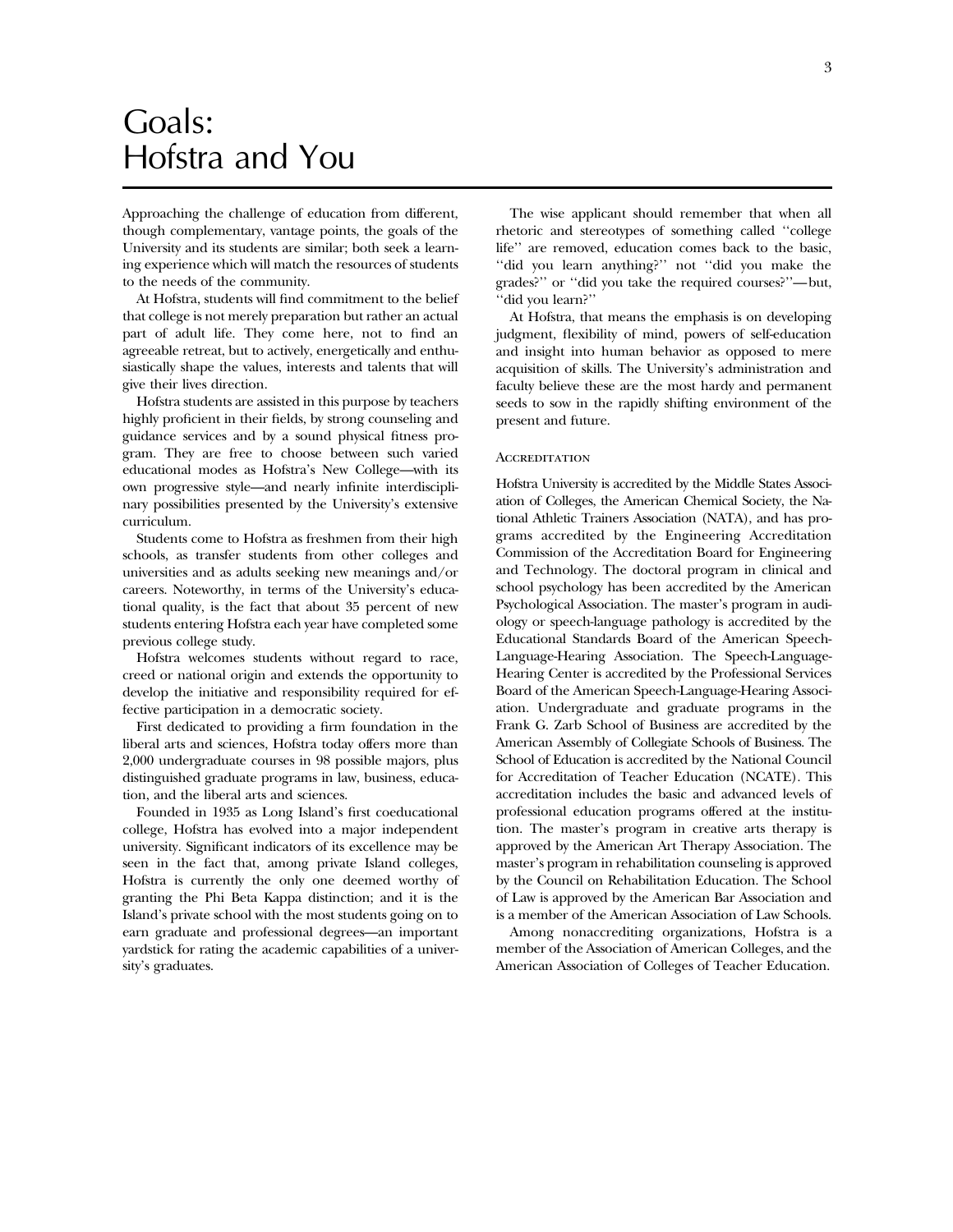# Goals: Hofstra and You

Approaching the challenge of education from different, though complementary, vantage points, the goals of the University and its students are similar; both seek a learning experience which will match the resources of students to the needs of the community.

At Hofstra, students will find commitment to the belief that college is not merely preparation but rather an actual part of adult life. They come here, not to find an agreeable retreat, but to actively, energetically and enthusiastically shape the values, interests and talents that will give their lives direction.

Hofstra students are assisted in this purpose by teachers highly proficient in their fields, by strong counseling and guidance services and by a sound physical fitness program. They are free to choose between such varied educational modes as Hofstra's New College—with its own progressive style—and nearly infinite interdisciplinary possibilities presented by the University's extensive curriculum.

Students come to Hofstra as freshmen from their high schools, as transfer students from other colleges and universities and as adults seeking new meanings and/or careers. Noteworthy, in terms of the University's educational quality, is the fact that about 35 percent of new students entering Hofstra each year have completed some previous college study.

Hofstra welcomes students without regard to race, creed or national origin and extends the opportunity to develop the initiative and responsibility required for effective participation in a democratic society.

First dedicated to providing a firm foundation in the liberal arts and sciences, Hofstra today offers more than 2,000 undergraduate courses in 98 possible majors, plus distinguished graduate programs in law, business, education, and the liberal arts and sciences.

Founded in 1935 as Long Island's first coeducational college, Hofstra has evolved into a major independent university. Significant indicators of its excellence may be seen in the fact that, among private Island colleges, Hofstra is currently the only one deemed worthy of granting the Phi Beta Kappa distinction; and it is the Island's private school with the most students going on to earn graduate and professional degrees—an important yardstick for rating the academic capabilities of a university's graduates.

The wise applicant should remember that when all rhetoric and stereotypes of something called "college life" are removed, education comes back to the basic, "did you learn anything?" not "did you make the grades?" or "did you take the required courses?"—but, "did you learn?"

At Hofstra, that means the emphasis is on developing judgment, flexibility of mind, powers of self-education and insight into human behavior as opposed to mere acquisition of skills. The University's administration and faculty believe these are the most hardy and permanent seeds to sow in the rapidly shifting environment of the present and future.

## Accreditation

Hofstra University is accredited by the Middle States Association of Colleges, the American Chemical Society, the National Athletic Trainers Association (NATA), and has programs accredited by the Engineering Accreditation Commission of the Accreditation Board for Engineering and Technology. The doctoral program in clinical and school psychology has been accredited by the American Psychological Association. The master's program in audiology or speech-language pathology is accredited by the Educational Standards Board of the American Speech-Language-Hearing Association. The Speech-Language-Hearing Center is accredited by the Professional Services Board of the American Speech-Language-Hearing Association. Undergraduate and graduate programs in the Frank G. Zarb School of Business are accredited by the American Assembly of Collegiate Schools of Business. The School of Education is accredited by the National Council for Accreditation of Teacher Education (NCATE). This accreditation includes the basic and advanced levels of professional education programs offered at the institution. The master's program in creative arts therapy is approved by the American Art Therapy Association. The master's program in rehabilitation counseling is approved by the Council on Rehabilitation Education. The School of Law is approved by the American Bar Association and is a member of the American Association of Law Schools.

Among nonaccrediting organizations, Hofstra is a member of the Association of American Colleges, and the American Association of Colleges of Teacher Education.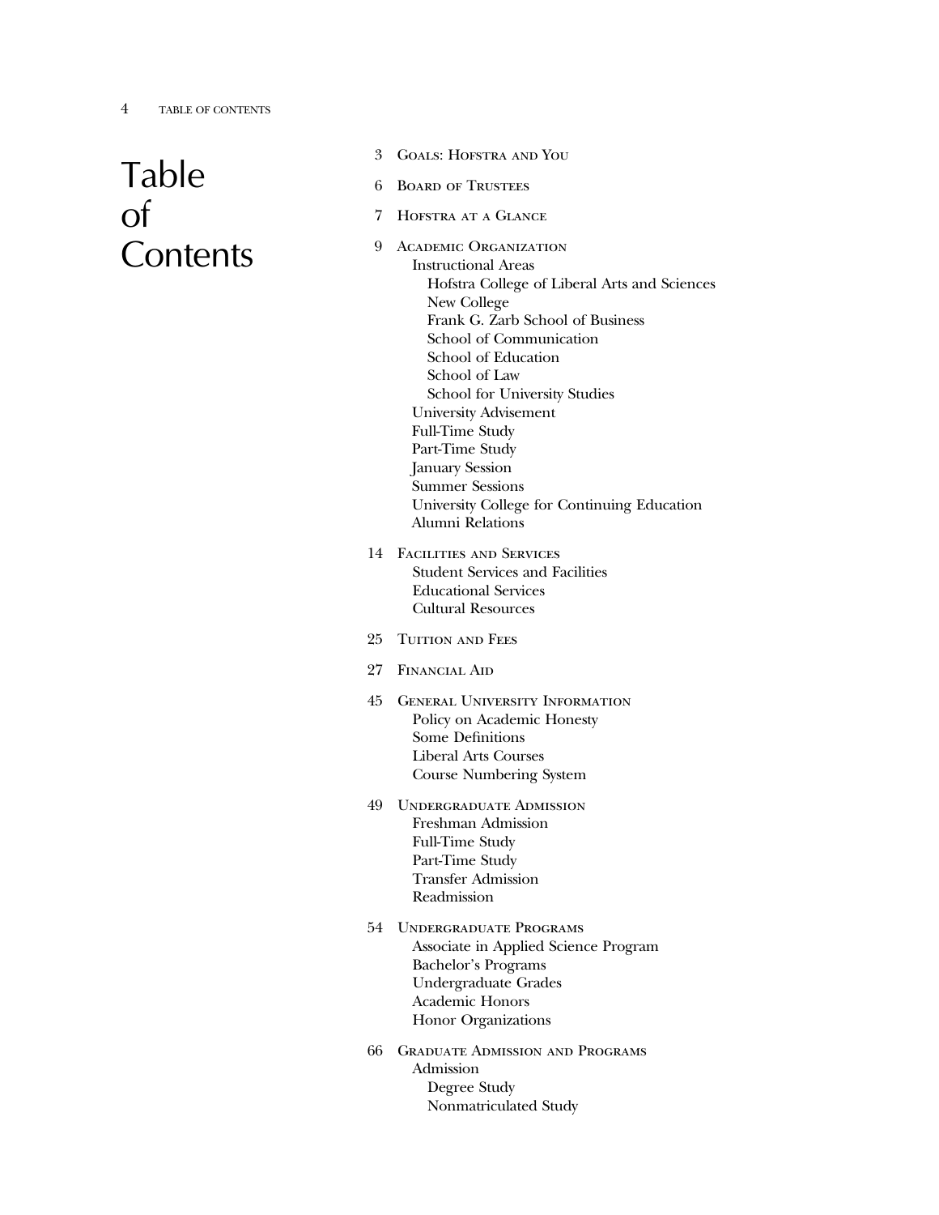# Table of Contents

- 3 Goals: Hofstra and You
- 6 Board of Trustees
- 7 Hofstra at a Glance
- 9 Academic Organization
  - Instructional Areas
    - Hofstra College of Liberal Arts and Sciences
    - New College
    - Frank G. Zarb School of Business
    - School of Communication
    - School of Education
    - School of Law
    - School for University Studies
  - University Advisement
  - Full-Time Study
  - Part-Time Study
  - January Session
  - Summer Sessions
  - University College for Continuing Education
  - Alumni Relations
- 14 Facilities and Services
  - Student Services and Facilities
  - Educational Services
  - Cultural Resources
- 25 Tuition and Fees
- 27 Financial Aid
- 45 General University Information
  - Policy on Academic Honesty
  - Some Definitions
  - Liberal Arts Courses
  - Course Numbering System
- 49 Undergraduate Admission
  - Freshman Admission
  - Full-Time Study
  - Part-Time Study
  - Transfer Admission
  - Readmission
- 54 Undergraduate Programs
  - Associate in Applied Science Program
  - Bachelor's Programs
  - Undergraduate Grades
  - Academic Honors
  - Honor Organizations
- 66 Graduate Admission and Programs
  - Admission
    - Degree Study
    - Nonmatriculated Study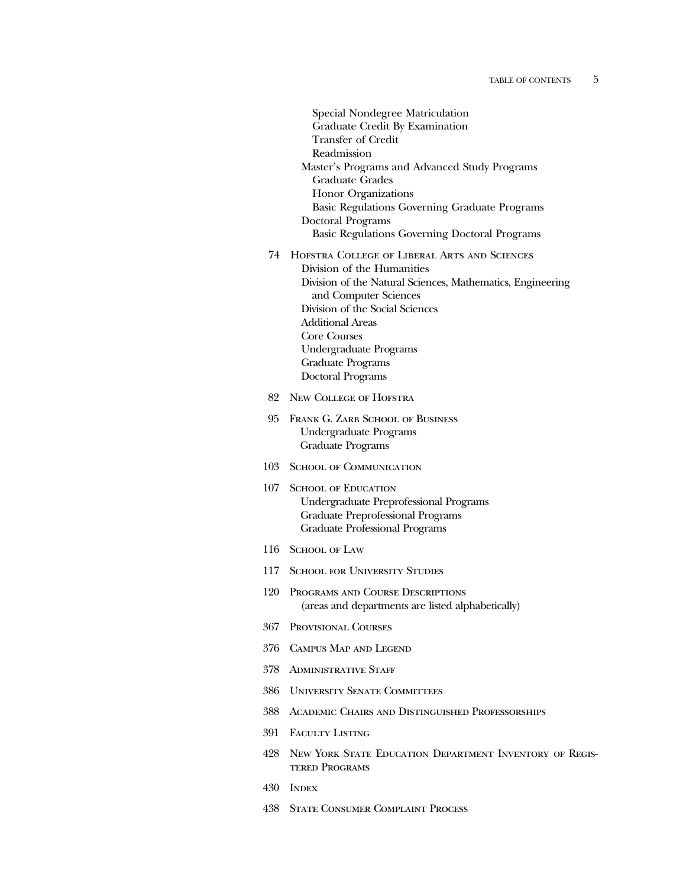Special Nondegree Matriculation
Graduate Credit By Examination
Transfer of Credit
Readmission
Master's Programs and Advanced Study Programs
Graduate Grades
Honor Organizations
Basic Regulations Governing Graduate Programs
Doctoral Programs
Basic Regulations Governing Doctoral Programs

74 Hofstra College of Liberal Arts and Sciences
Division of the Humanities
Division of the Natural Sciences, Mathematics, Engineering and Computer Sciences
Division of the Social Sciences
Additional Areas
Core Courses
Undergraduate Programs
Graduate Programs
Doctoral Programs

82 New College of Hofstra

95 Frank G. Zarb School of Business
Undergraduate Programs
Graduate Programs

103 School of Communication

107 School of Education
Undergraduate Preprofessional Programs
Graduate Preprofessional Programs
Graduate Professional Programs

116 School of Law

117 School for University Studies

120 Programs and Course Descriptions
(areas and departments are listed alphabetically)

367 Provisional Courses

376 Campus Map and Legend

378 Administrative Staff

386 University Senate Committees

388 Academic Chairs and Distinguished Professorships

391 Faculty Listing

428 New York State Education Department Inventory of Registered Programs

430 Index

438 State Consumer Complaint Process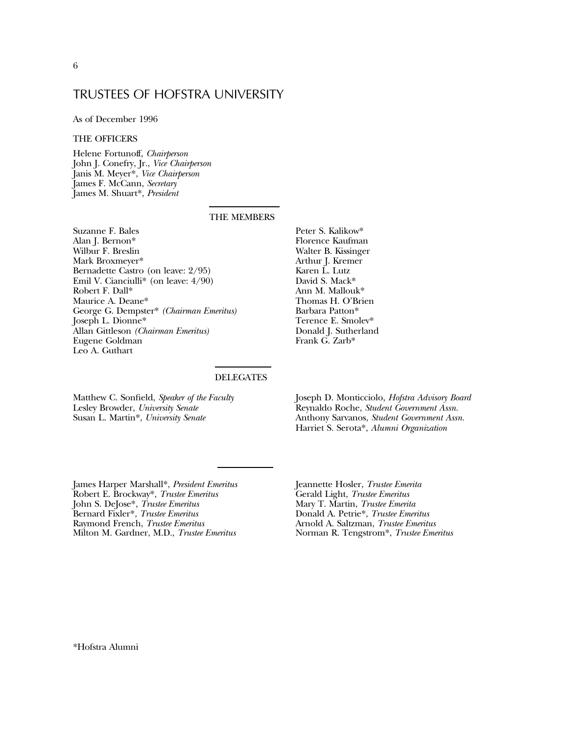# TRUSTEES OF HOFSTRA UNIVERSITY

As of December 1996

## THE OFFICERS

Helene Fortunoff, *Chairperson*
John J. Conefry, Jr., *Vice Chairperson*
Janis M. Meyer*, *Vice Chairperson*
James F. McCann, *Secretary*
James M. Shuart*, *President*

## THE MEMBERS

Suzanne F. Bales
Alan J. Bernon*
Wilbur F. Breslin
Mark Broxmeyer*
Bernadette Castro (on leave: 2/95)
Emil V. Cianciulli* (on leave: 4/90)
Robert F. Dall*
Maurice A. Deane*
George G. Dempster* *(Chairman Emeritus)*
Joseph L. Dionne*
Allan Gittleson *(Chairman Emeritus)*
Eugene Goldman
Leo A. Guthart
Peter S. Kalikow*
Florence Kaufman
Walter B. Kissinger
Arthur J. Kremer
Karen L. Lutz
David S. Mack*
Ann M. Mallouk*
Thomas H. O'Brien
Barbara Patton*
Terence E. Smolev*
Donald J. Sutherland
Frank G. Zarb*

## DELEGATES

Matthew C. Sonfield, *Speaker of the Faculty*
Lesley Browder, *University Senate*
Susan L. Martin*, *University Senate*
Joseph D. Monticciolo, *Hofstra Advisory Board*
Reynaldo Roche, *Student Government Assn.*
Anthony Sarvanos, *Student Government Assn.*
Harriet S. Serota*, *Alumni Organization*

---

James Harper Marshall*, *President Emeritus*
Robert E. Brockway*, *Trustee Emeritus*
John S. DeJose*, *Trustee Emeritus*
Bernard Fixler*, *Trustee Emeritus*
Raymond French, *Trustee Emeritus*
Milton M. Gardner, M.D., *Trustee Emeritus*
Jeannette Hosler, *Trustee Emerita*
Gerald Light, *Trustee Emeritus*
Mary T. Martin, *Trustee Emerita*
Donald A. Petrie*, *Trustee Emeritus*
Arnold A. Saltzman, *Trustee Emeritus*
Norman R. Tengstrom*, *Trustee Emeritus*

*Hofstra Alumni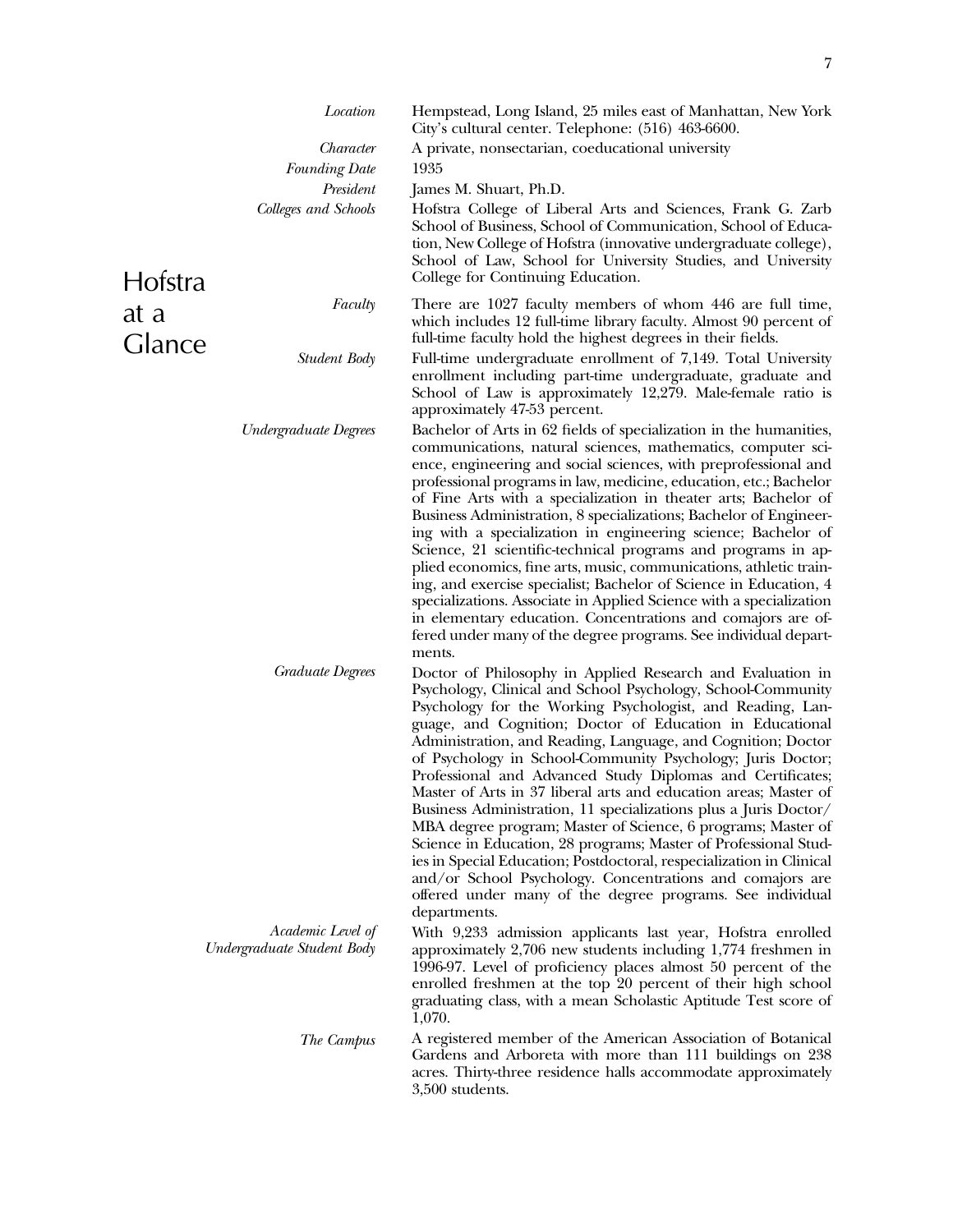# Hofstra at a Glance

*Location*
Hempstead, Long Island, 25 miles east of Manhattan, New York City's cultural center. Telephone: (516) 463-6600.

*Character*
A private, nonsectarian, coeducational university

*Founding Date*
1935

*President*
James M. Shuart, Ph.D.

*Colleges and Schools*
Hofstra College of Liberal Arts and Sciences, Frank G. Zarb School of Business, School of Communication, School of Education, New College of Hofstra (innovative undergraduate college), School of Law, School for University Studies, and University College for Continuing Education.

*Faculty*
There are 1027 faculty members of whom 446 are full time, which includes 12 full-time library faculty. Almost 90 percent of full-time faculty hold the highest degrees in their fields.

*Student Body*
Full-time undergraduate enrollment of 7,149. Total University enrollment including part-time undergraduate, graduate and School of Law is approximately 12,279. Male-female ratio is approximately 47-53 percent.

*Undergraduate Degrees*
Bachelor of Arts in 62 fields of specialization in the humanities, communications, natural sciences, mathematics, computer science, engineering and social sciences, with preprofessional and professional programs in law, medicine, education, etc.; Bachelor of Fine Arts with a specialization in theater arts; Bachelor of Business Administration, 8 specializations; Bachelor of Engineering with a specialization in engineering science; Bachelor of Science, 21 scientific-technical programs and programs in applied economics, fine arts, music, communications, athletic training, and exercise specialist; Bachelor of Science in Education, 4 specializations. Associate in Applied Science with a specialization in elementary education. Concentrations and comajors are offered under many of the degree programs. See individual departments.

*Graduate Degrees*
Doctor of Philosophy in Applied Research and Evaluation in Psychology, Clinical and School Psychology, School-Community Psychology for the Working Psychologist, and Reading, Language, and Cognition; Doctor of Education in Educational Administration, and Reading, Language, and Cognition; Doctor of Psychology in School-Community Psychology; Juris Doctor; Professional and Advanced Study Diplomas and Certificates; Master of Arts in 37 liberal arts and education areas; Master of Business Administration, 11 specializations plus a Juris Doctor/MBA degree program; Master of Science, 6 programs; Master of Science in Education, 28 programs; Master of Professional Studies in Special Education; Postdoctoral, respecialization in Clinical and/or School Psychology. Concentrations and comajors are offered under many of the degree programs. See individual departments.

*Academic Level of Undergraduate Student Body*
With 9,233 admission applicants last year, Hofstra enrolled approximately 2,706 new students including 1,774 freshmen in 1996-97. Level of proficiency places almost 50 percent of the enrolled freshmen at the top 20 percent of their high school graduating class, with a mean Scholastic Aptitude Test score of 1,070.

*The Campus*
A registered member of the American Association of Botanical Gardens and Arboreta with more than 111 buildings on 238 acres. Thirty-three residence halls accommodate approximately 3,500 students.